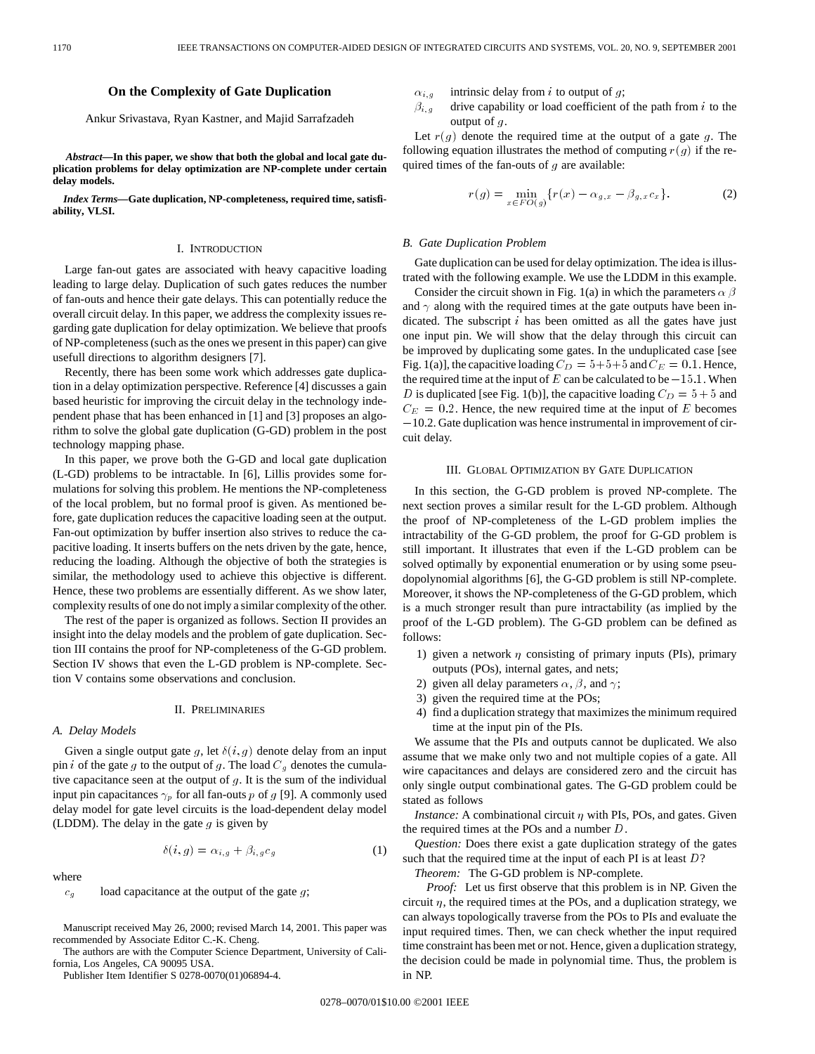# On the Complexity of Gate Duplication

Ankur Srivastava, Ryan Kastner, and Majid Sarrafzadeh

***Abstract*—In this paper, we show that both the global and local gate duplication problems for delay optimization are NP-complete under certain delay models.**

***Index Terms*—Gate duplication, NP-completeness, required time, satisfiability, VLSI.**

## I. Introduction

Large fan-out gates are associated with heavy capacitive loading leading to large delay. Duplication of such gates reduces the number of fan-outs and hence their gate delays. This can potentially reduce the overall circuit delay. In this paper, we address the complexity issues regarding gate duplication for delay optimization. We believe that proofs of NP-completeness (such as the ones we present in this paper) can give usefull directions to algorithm designers [7].

Recently, there has been some work which addresses gate duplication in a delay optimization perspective. Reference [4] discusses a gain based heuristic for improving the circuit delay in the technology independent phase that has been enhanced in [1] and [3] proposes an algorithm to solve the global gate duplication (G-GD) problem in the post technology mapping phase.

In this paper, we prove both the G-GD and local gate duplication (L-GD) problems to be intractable. In [6], Lillis provides some formulations for solving this problem. He mentions the NP-completeness of the local problem, but no formal proof is given. As mentioned before, gate duplication reduces the capacitive loading seen at the output. Fan-out optimization by buffer insertion also strives to reduce the capacitive loading. It inserts buffers on the nets driven by the gate, hence, reducing the loading. Although the objective of both the strategies is similar, the methodology used to achieve this objective is different. Hence, these two problems are essentially different. As we show later, complexity results of one do not imply a similar complexity of the other.

The rest of the paper is organized as follows. Section II provides an insight into the delay models and the problem of gate duplication. Section III contains the proof for NP-completeness of the G-GD problem. Section IV shows that even the L-GD problem is NP-complete. Section V contains some observations and conclusion.

## II. Preliminaries

### A. Delay Models

Given a single output gate $g$, let $\delta(i, g)$ denote delay from an input pin $i$ of the gate $g$ to the output of $g$. The load $C_g$ denotes the cumulative capacitance seen at the output of $g$. It is the sum of the individual input pin capacitances $\gamma_p$ for all fan-outs $p$ of $g$ [9]. A commonly used delay model for gate level circuits is the load-dependent delay model (LDDM). The delay in the gate $g$ is given by

$$\delta(i, g) = \alpha_{i,g} + \beta_{i,g} c_g \tag{1}$$

where

- $c_g$ load capacitance at the output of the gate $g$;
- $\alpha_{i,g}$ intrinsic delay from $i$ to output of $g$;
- $\beta_{i,g}$ drive capability or load coefficient of the path from $i$ to the output of $g$.

Let $r(g)$ denote the required time at the output of a gate $g$. The following equation illustrates the method of computing $r(g)$ if the required times of the fan-outs of $g$ are available:

$$r(g) = \min_{x \in FO(g)} \{r(x) - \alpha_{g,x} - \beta_{g,x} c_x\}. \tag{2}$$

### B. Gate Duplication Problem

Gate duplication can be used for delay optimization. The idea is illustrated with the following example. We use the LDDM in this example.

Consider the circuit shown in Fig. 1(a) in which the parameters $\alpha$ $\beta$ and $\gamma$ along with the required times at the gate outputs have been indicated. The subscript $i$ has been omitted as all the gates have just one input pin. We will show that the delay through this circuit can be improved by duplicating some gates. In the unduplicated case [see Fig. 1(a)], the capacitive loading $C_D = 5+5+5$ and $C_E = 0.1$. Hence, the required time at the input of $E$ can be calculated to be $-15.1$. When $D$ is duplicated [see Fig. 1(b)], the capacitive loading $C_D = 5+5$ and $C_E = 0.2$. Hence, the new required time at the input of $E$ becomes $-10.2$. Gate duplication was hence instrumental in improvement of circuit delay.

## III. Global Optimization by Gate Duplication

In this section, the G-GD problem is proved NP-complete. The next section proves a similar result for the L-GD problem. Although the proof of NP-completeness of the L-GD problem implies the intractability of the G-GD problem, the proof for G-GD problem is still important. It illustrates that even if the L-GD problem can be solved optimally by exponential enumeration or by using some pseudopolynomial algorithms [6], the G-GD problem is still NP-complete. Moreover, it shows the NP-completeness of the G-GD problem, which is a much stronger result than pure intractability (as implied by the proof of the L-GD problem). The G-GD problem can be defined as follows:

1) given a network $\eta$ consisting of primary inputs (PIs), primary outputs (POs), internal gates, and nets;
2) given all delay parameters $\alpha$, $\beta$, and $\gamma$;
3) given the required time at the POs;
4) find a duplication strategy that maximizes the minimum required time at the input pin of the PIs.

We assume that the PIs and outputs cannot be duplicated. We also assume that we make only two and not multiple copies of a gate. All wire capacitances and delays are considered zero and the circuit has only single output combinational gates. The G-GD problem could be stated as follows

*Instance:* A combinational circuit $\eta$ with PIs, POs, and gates. Given the required times at the POs and a number $D$.

*Question:* Does there exist a gate duplication strategy of the gates such that the required time at the input of each PI is at least $D$?

*Theorem:* The G-GD problem is NP-complete.

*Proof:* Let us first observe that this problem is in NP. Given the circuit $\eta$, the required times at the POs, and a duplication strategy, we can always topologically traverse from the POs to PIs and evaluate the input required times. Then, we can check whether the input required time constraint has been met or not. Hence, given a duplication strategy, the decision could be made in polynomial time. Thus, the problem is in NP.

Manuscript received May 26, 2000; revised March 14, 2001. This paper was recommended by Associate Editor C.-K. Cheng.

The authors are with the Computer Science Department, University of California, Los Angeles, CA 90095 USA.

Publisher Item Identifier S 0278-0070(01)06894-4.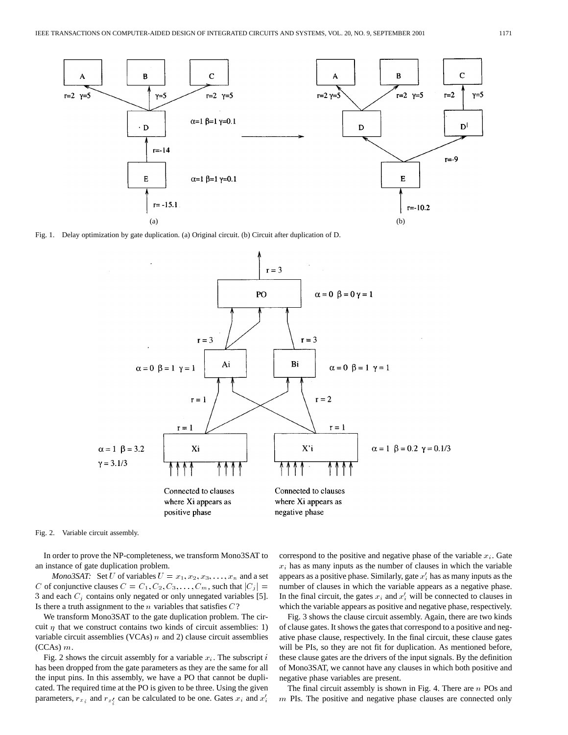Fig. 1. Delay optimization by gate duplication. (a) Original circuit. (b) Circuit after duplication of D.

Fig. 2. Variable circuit assembly.

In order to prove the NP-completeness, we transform Mono3SAT to an instance of gate duplication problem.

*Mono3SAT:* Set $U$ of variables $U = x_1, x_2, x_3, \ldots, x_n$ and a set $C$ of conjunctive clauses $C = C_1, C_2, C_3, \ldots, C_m$, such that $|C_j| = 3$ and each $C_j$ contains only negated or only unnegated variables [5]. Is there a truth assignment to the $n$ variables that satisfies $C$?

We transform Mono3SAT to the gate duplication problem. The circuit $\eta$ that we construct contains two kinds of circuit assemblies: 1) variable circuit assemblies (VCAs) $n$ and 2) clause circuit assemblies (CCAs) $m$.

Fig. 2 shows the circuit assembly for a variable $x_i$. The subscript $i$ has been dropped from the gate parameters as they are the same for all the input pins. In this assembly, we have a PO that cannot be duplicated. The required time at the PO is given to be three. Using the given parameters, $r_{x_i}$ and $r_{x_i'}$ can be calculated to be one. Gates $x_i$ and $x_i'$ correspond to the positive and negative phase of the variable $x_i$. Gate $x_i$ has as many inputs as the number of clauses in which the variable appears as a positive phase. Similarly, gate $x_i'$ has as many inputs as the number of clauses in which the variable appears as a negative phase. In the final circuit, the gates $x_i$ and $x_i'$ will be connected to clauses in which the variable appears as positive and negative phase, respectively.

Fig. 3 shows the clause circuit assembly. Again, there are two kinds of clause gates. It shows the gates that correspond to a positive and negative phase clause, respectively. In the final circuit, these clause gates will be PIs, so they are not fit for duplication. As mentioned before, these clause gates are the drivers of the input signals. By the definition of Mono3SAT, we cannot have any clauses in which both positive and negative phase variables are present.

The final circuit assembly is shown in Fig. 4. There are $n$ POs and $m$ PIs. The positive and negative phase clauses are connected only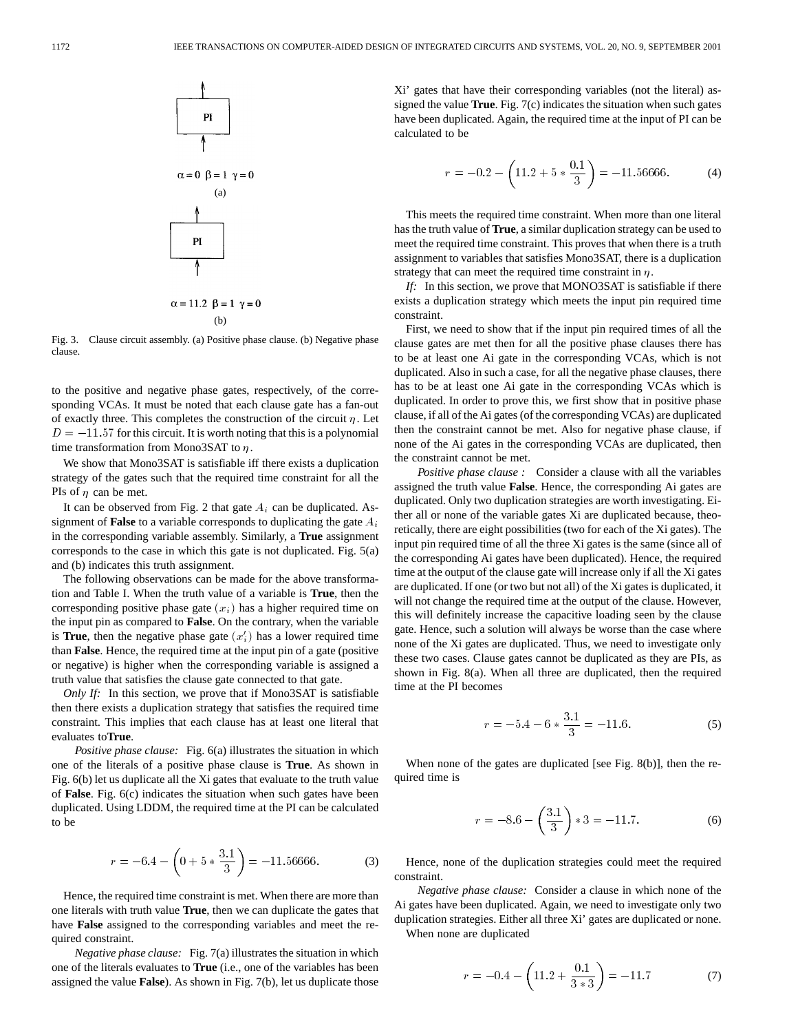PI

$\alpha = 0 \;\; \beta = 1 \;\; \gamma = 0$

(a)

PI

$\alpha = 11.2 \;\; \beta = 1 \;\; \gamma = 0$

(b)

Fig. 3. Clause circuit assembly. (a) Positive phase clause. (b) Negative phase clause.

to the positive and negative phase gates, respectively, of the corresponding VCAs. It must be noted that each clause gate has a fan-out of exactly three. This completes the construction of the circuit $\eta$. Let $D = -11.57$ for this circuit. It is worth noting that this is a polynomial time transformation from Mono3SAT to $\eta$.

We show that Mono3SAT is satisfiable iff there exists a duplication strategy of the gates such that the required time constraint for all the PIs of $\eta$ can be met.

It can be observed from Fig. 2 that gate $A_i$ can be duplicated. Assignment of **False** to a variable corresponds to duplicating the gate $A_i$ in the corresponding variable assembly. Similarly, a **True** assignment corresponds to the case in which this gate is not duplicated. Fig. 5(a) and (b) indicates this truth assignment.

The following observations can be made for the above transformation and Table I. When the truth value of a variable is **True**, then the corresponding positive phase gate $(x_i)$ has a higher required time on the input pin as compared to **False**. On the contrary, when the variable is **True**, then the negative phase gate $(x_i')$ has a lower required time than **False**. Hence, the required time at the input pin of a gate (positive or negative) is higher when the corresponding variable is assigned a truth value that satisfies the clause gate connected to that gate.

*Only If:* In this section, we prove that if Mono3SAT is satisfiable then there exists a duplication strategy that satisfies the required time constraint. This implies that each clause has at least one literal that evaluates to**True**.

*Positive phase clause:* Fig. 6(a) illustrates the situation in which one of the literals of a positive phase clause is **True**. As shown in Fig. 6(b) let us duplicate all the Xi gates that evaluate to the truth value of **False**. Fig. 6(c) indicates the situation when such gates have been duplicated. Using LDDM, the required time at the PI can be calculated to be

$$r = -6.4 - \left(0 + 5 * \frac{3.1}{3}\right) = -11.56666. \tag{3}$$

Hence, the required time constraint is met. When there are more than one literals with truth value **True**, then we can duplicate the gates that have **False** assigned to the corresponding variables and meet the required constraint.

*Negative phase clause:* Fig. 7(a) illustrates the situation in which one of the literals evaluates to **True** (i.e., one of the variables has been assigned the value **False**). As shown in Fig. 7(b), let us duplicate those Xi' gates that have their corresponding variables (not the literal) assigned the value **True**. Fig. 7(c) indicates the situation when such gates have been duplicated. Again, the required time at the input of PI can be calculated to be

$$r = -0.2 - \left(11.2 + 5 * \frac{0.1}{3}\right) = -11.56666. \tag{4}$$

This meets the required time constraint. When more than one literal has the truth value of **True**, a similar duplication strategy can be used to meet the required time constraint. This proves that when there is a truth assignment to variables that satisfies Mono3SAT, there is a duplication strategy that can meet the required time constraint in $\eta$.

*If:* In this section, we prove that MONO3SAT is satisfiable if there exists a duplication strategy which meets the input pin required time constraint.

First, we need to show that if the input pin required times of all the clause gates are met then for all the positive phase clauses there has to be at least one Ai gate in the corresponding VCAs, which is not duplicated. Also in such a case, for all the negative phase clauses, there has to be at least one Ai gate in the corresponding VCAs which is duplicated. In order to prove this, we first show that in positive phase clause, if all of the Ai gates (of the corresponding VCAs) are duplicated then the constraint cannot be met. Also for negative phase clause, if none of the Ai gates in the corresponding VCAs are duplicated, then the constraint cannot be met.

*Positive phase clause :* Consider a clause with all the variables assigned the truth value **False**. Hence, the corresponding Ai gates are duplicated. Only two duplication strategies are worth investigating. Either all or none of the variable gates Xi are duplicated because, theoretically, there are eight possibilities (two for each of the Xi gates). The input pin required time of all the three Xi gates is the same (since all of the corresponding Ai gates have been duplicated). Hence, the required time at the output of the clause gate will increase only if all the Xi gates are duplicated. If one (or two but not all) of the Xi gates is duplicated, it will not change the required time at the output of the clause. However, this will definitely increase the capacitive loading seen by the clause gate. Hence, such a solution will always be worse than the case where none of the Xi gates are duplicated. Thus, we need to investigate only these two cases. Clause gates cannot be duplicated as they are PIs, as shown in Fig. 8(a). When all three are duplicated, then the required time at the PI becomes

$$r = -5.4 - 6 * \frac{3.1}{3} = -11.6. \tag{5}$$

When none of the gates are duplicated [see Fig. 8(b)], then the required time is

$$r = -8.6 - \left(\frac{3.1}{3}\right) * 3 = -11.7. \tag{6}$$

Hence, none of the duplication strategies could meet the required constraint.

*Negative phase clause:* Consider a clause in which none of the Ai gates have been duplicated. Again, we need to investigate only two duplication strategies. Either all three Xi' gates are duplicated or none.

When none are duplicated

$$r = -0.4 - \left(11.2 + \frac{0.1}{3 * 3}\right) = -11.7 \tag{7}$$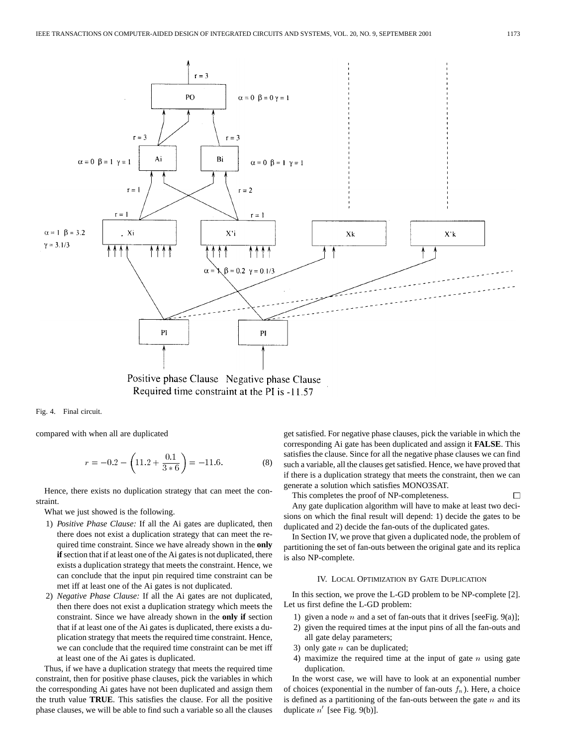r = 3

PO

α = 0 β = 0 γ = 1

r = 3

r = 3

α = 0 β = 1 γ = 1

Ai

Bi

α = 0 β = 1 γ = 1

r = 1

r = 2

r = 1

r = 1

α = 1 β = 3.2

γ = 3.1/3

Xi

X'i

Xk

X'k

α = 1 β = 0.2 γ = 0.1/3

PI

PI

Positive phase Clause Negative phase Clause

Required time constraint at the PI is -11.57

Fig. 4. Final circuit.

compared with when all are duplicated

$$r = -0.2 - \left(11.2 + \frac{0.1}{3 * 6}\right) = -11.6. \tag{8}$$

Hence, there exists no duplication strategy that can meet the constraint.

What we just showed is the following.

1) *Positive Phase Clause:* If all the Ai gates are duplicated, then there does not exist a duplication strategy that can meet the required time constraint. Since we have already shown in the **only if** section that if at least one of the Ai gates is not duplicated, there exists a duplication strategy that meets the constraint. Hence, we can conclude that the input pin required time constraint can be met iff at least one of the Ai gates is not duplicated.
2) *Negative Phase Clause:* If all the Ai gates are not duplicated, then there does not exist a duplication strategy which meets the constraint. Since we have already shown in the **only if** section that if at least one of the Ai gates is duplicated, there exists a duplication strategy that meets the required time constraint. Hence, we can conclude that the required time constraint can be met iff at least one of the Ai gates is duplicated.

Thus, if we have a duplication strategy that meets the required time constraint, then for positive phase clauses, pick the variables in which the corresponding Ai gates have not been duplicated and assign them the truth value **TRUE**. This satisfies the clause. For all the positive phase clauses, we will be able to find such a variable so all the clauses get satisfied. For negative phase clauses, pick the variable in which the corresponding Ai gate has been duplicated and assign it **FALSE**. This satisfies the clause. Since for all the negative phase clauses we can find such a variable, all the clauses get satisfied. Hence, we have proved that if there is a duplication strategy that meets the constraint, then we can generate a solution which satisfies MONO3SAT.

This completes the proof of NP-completeness. □

Any gate duplication algorithm will have to make at least two decisions on which the final result will depend: 1) decide the gates to be duplicated and 2) decide the fan-outs of the duplicated gates.

In Section IV, we prove that given a duplicated node, the problem of partitioning the set of fan-outs between the original gate and its replica is also NP-complete.

## IV. Local Optimization by Gate Duplication

In this section, we prove the L-GD problem to be NP-complete [2]. Let us first define the L-GD problem:

1) given a node $n$ and a set of fan-outs that it drives [seeFig. 9(a)];
2) given the required times at the input pins of all the fan-outs and all gate delay parameters;
3) only gate $n$ can be duplicated;
4) maximize the required time at the input of gate $n$ using gate duplication.

In the worst case, we will have to look at an exponential number of choices (exponential in the number of fan-outs $f_n$). Here, a choice is defined as a partitioning of the fan-outs between the gate $n$ and its duplicate $n'$ [see Fig. 9(b)].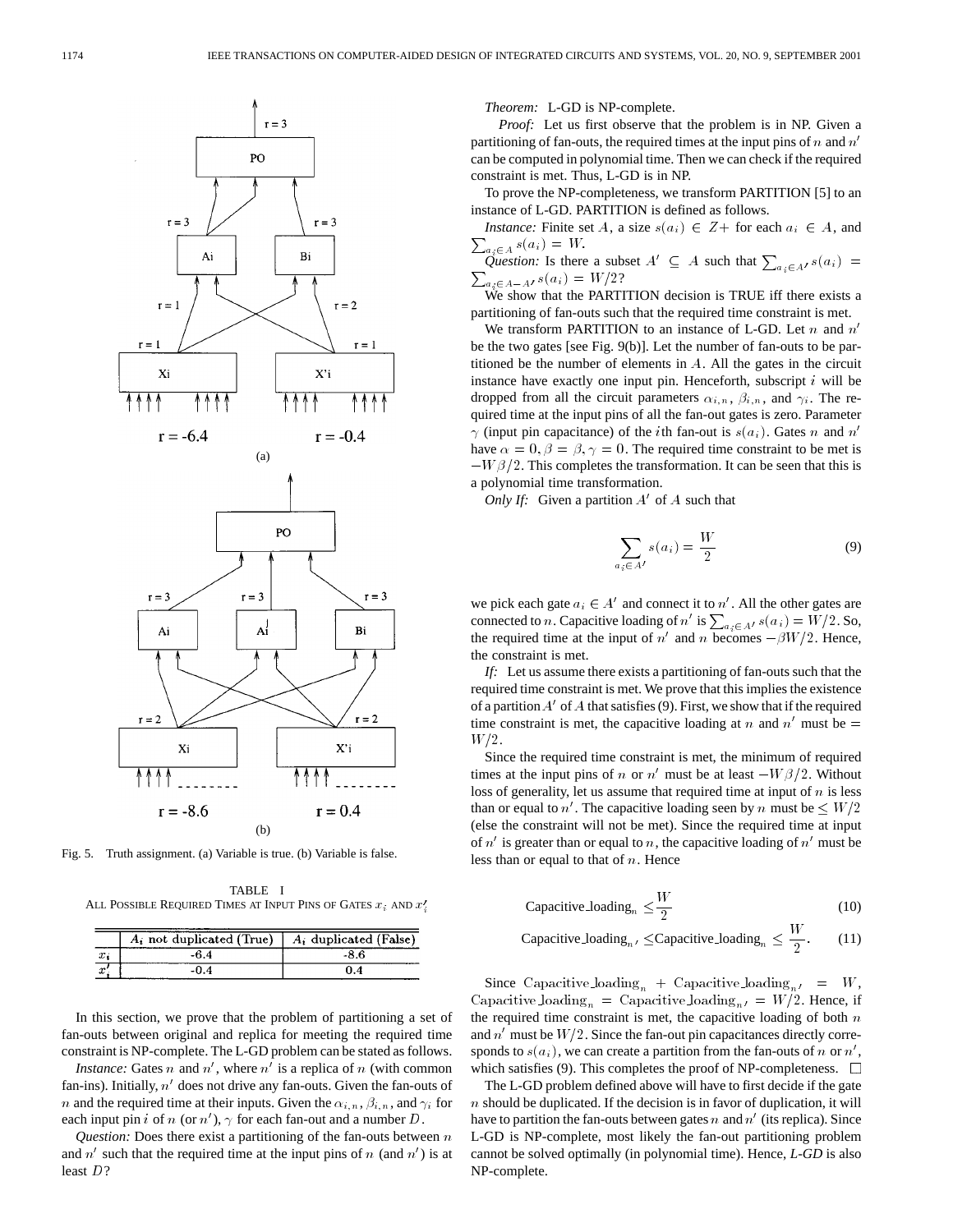Fig. 5. Truth assignment. (a) Variable is true. (b) Variable is false.

TABLE I
ALL POSSIBLE REQUIRED TIMES AT INPUT PINS OF GATES $x_i$ AND $x_i'$

| | $A_i$ not duplicated (True) | $A_i$ duplicated (False) |
|---|---|---|
| $x_i$ | -6.4 | -8.6 |
| $x_i'$ | -0.4 | 0.4 |

In this section, we prove that the problem of partitioning a set of fan-outs between original and replica for meeting the required time constraint is NP-complete. The L-GD problem can be stated as follows.

*Instance:* Gates $n$ and $n'$, where $n'$ is a replica of $n$ (with common fan-ins). Initially, $n'$ does not drive any fan-outs. Given the fan-outs of $n$ and the required time at their inputs. Given the $\alpha_{i,n}$, $\beta_{i,n}$, and $\gamma_i$ for each input pin $i$ of $n$ (or $n'$), $\gamma$ for each fan-out and a number $D$.

*Question:* Does there exist a partitioning of the fan-outs between $n$ and $n'$ such that the required time at the input pins of $n$ (and $n'$) is at least $D$?

*Theorem:* L-GD is NP-complete.

*Proof:* Let us first observe that the problem is in NP. Given a partitioning of fan-outs, the required times at the input pins of $n$ and $n'$ can be computed in polynomial time. Then we can check if the required constraint is met. Thus, L-GD is in NP.

To prove the NP-completeness, we transform PARTITION [5] to an instance of L-GD. PARTITION is defined as follows.

*Instance:* Finite set $A$, a size $s(a_i) \in Z+$ for each $a_i \in A$, and $\sum_{a_i \in A} s(a_i) = W$.

*Question:* Is there a subset $A' \subseteq A$ such that $\sum_{a_i \in A'} s(a_i) = \sum_{a_i \in A-A'} s(a_i) = W/2$?

We show that the PARTITION decision is TRUE iff there exists a partitioning of fan-outs such that the required time constraint is met.

We transform PARTITION to an instance of L-GD. Let $n$ and $n'$ be the two gates [see Fig. 9(b)]. Let the number of fan-outs to be partitioned be the number of elements in $A$. All the gates in the circuit instance have exactly one input pin. Henceforth, subscript $i$ will be dropped from all the circuit parameters $\alpha_{i,n}$, $\beta_{i,n}$, and $\gamma_i$. The required time at the input pins of all the fan-out gates is zero. Parameter $\gamma$ (input pin capacitance) of the $i$th fan-out is $s(a_i)$. Gates $n$ and $n'$ have $\alpha = 0, \beta = \beta, \gamma = 0$. The required time constraint to be met is $-W\beta/2$. This completes the transformation. It can be seen that this is a polynomial time transformation.

*Only If:* Given a partition $A'$ of $A$ such that

$$\sum_{a_i \in A'} s(a_i) = \frac{W}{2} \tag{9}$$

we pick each gate $a_i \in A'$ and connect it to $n'$. All the other gates are connected to $n$. Capacitive loading of $n'$ is $\sum_{a_i \in A'} s(a_i) = W/2$. So, the required time at the input of $n'$ and $n$ becomes $-\beta W/2$. Hence, the constraint is met.

*If:* Let us assume there exists a partitioning of fan-outs such that the required time constraint is met. We prove that this implies the existence of a partition $A'$ of $A$ that satisfies (9). First, we show that if the required time constraint is met, the capacitive loading at $n$ and $n'$ must be $= W/2$.

Since the required time constraint is met, the minimum of required times at the input pins of $n$ or $n'$ must be at least $-W\beta/2$. Without loss of generality, let us assume that required time at input of $n$ is less than or equal to $n'$. The capacitive loading seen by $n$ must be $\leq W/2$ (else the constraint will not be met). Since the required time at input of $n'$ is greater than or equal to $n$, the capacitive loading of $n'$ must be less than or equal to that of $n$. Hence

$$\text{Capacitive\_loading}_n \leq \frac{W}{2} \tag{10}$$

$$\text{Capacitive\_loading}_{n'} \leq \text{Capacitive\_loading}_n \leq \frac{W}{2}. \tag{11}$$

Since $\text{Capacitive\_loading}_n + \text{Capacitive\_loading}_{n'} = W$, $\text{Capacitive\_loading}_n = \text{Capacitive\_loading}_{n'} = W/2$. Hence, if the required time constraint is met, the capacitive loading of both $n$ and $n'$ must be $W/2$. Since the fan-out pin capacitances directly corresponds to $s(a_i)$, we can create a partition from the fan-outs of $n$ or $n'$, which satisfies (9). This completes the proof of NP-completeness. □

The L-GD problem defined above will have to first decide if the gate $n$ should be duplicated. If the decision is in favor of duplication, it will have to partition the fan-outs between gates $n$ and $n'$ (its replica). Since L-GD is NP-complete, most likely the fan-out partitioning problem cannot be solved optimally (in polynomial time). Hence, *L-GD* is also NP-complete.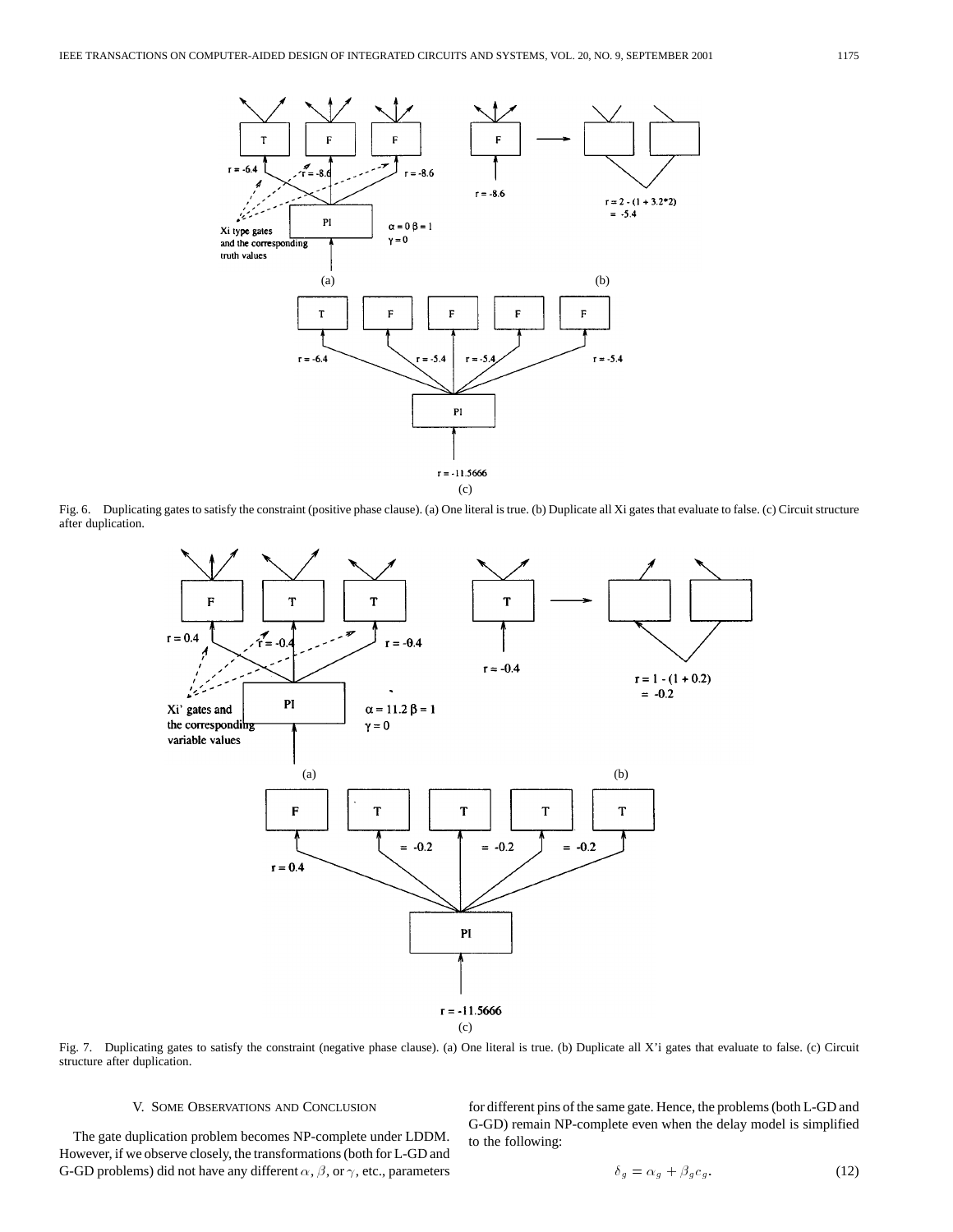Fig. 6. Duplicating gates to satisfy the constraint (positive phase clause). (a) One literal is true. (b) Duplicate all Xi gates that evaluate to false. (c) Circuit structure after duplication.

Fig. 7. Duplicating gates to satisfy the constraint (negative phase clause). (a) One literal is true. (b) Duplicate all X'i gates that evaluate to false. (c) Circuit structure after duplication.

## V. Some Observations and Conclusion

The gate duplication problem becomes NP-complete under LDDM. However, if we observe closely, the transformations (both for L-GD and G-GD problems) did not have any different $\alpha$, $\beta$, or $\gamma$, etc., parameters for different pins of the same gate. Hence, the problems (both L-GD and G-GD) remain NP-complete even when the delay model is simplified to the following:

$$\delta_g = \alpha_g + \beta_g c_g. \tag{12}$$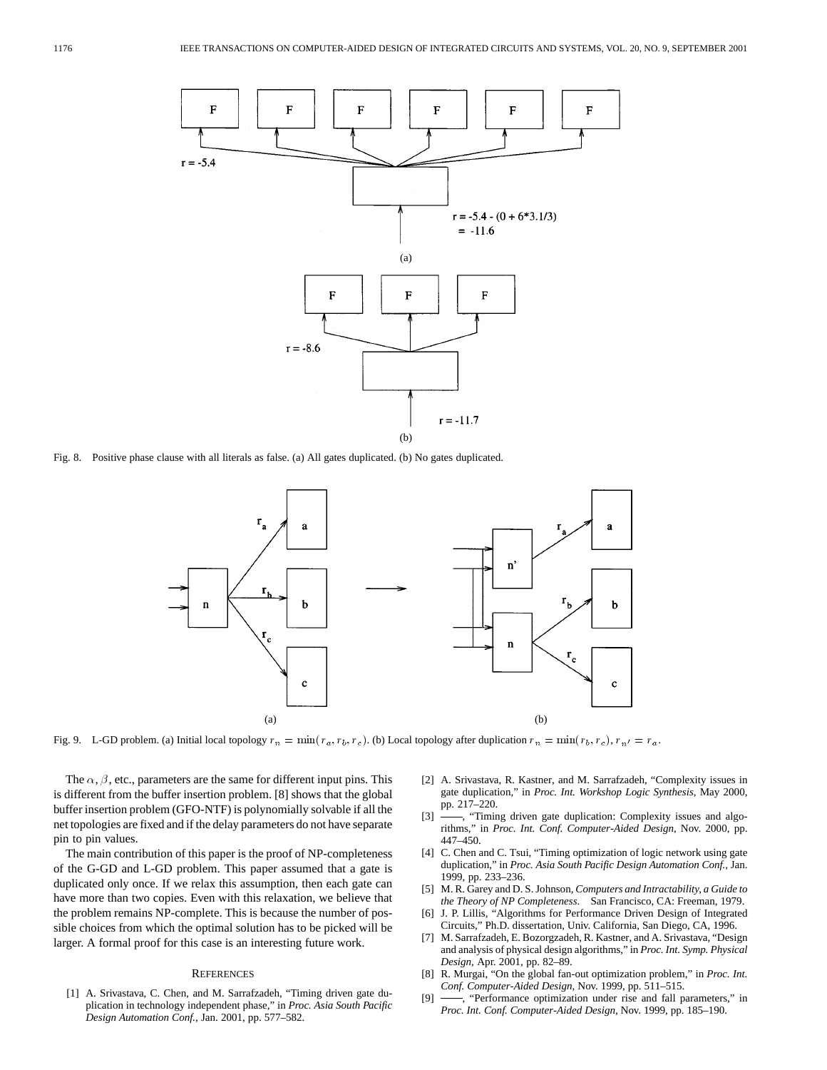F F F F F F

r = -5.4

r = -5.4 - (0 + 6*3.1/3)
= -11.6

(a)

F F F

r = -8.6

r = -11.7

(b)

Fig. 8. Positive phase clause with all literals as false. (a) All gates duplicated. (b) No gates duplicated.

$r_a$ a

n $r_b$ b

$r_c$ c

n' $r_a$ a

n $r_b$ b

$r_c$ c

(a) (b)

Fig. 9. L-GD problem. (a) Initial local topology $r_n = \min(r_a, r_b, r_c)$. (b) Local topology after duplication $r_n = \min(r_b, r_c)$, $r_{n'} = r_a$.

The $\alpha, \beta$, etc., parameters are the same for different input pins. This is different from the buffer insertion problem. [8] shows that the global buffer insertion problem (GFO-NTF) is polynomially solvable if all the net topologies are fixed and if the delay parameters do not have separate pin to pin values.

The main contribution of this paper is the proof of NP-completeness of the G-GD and L-GD problem. This paper assumed that a gate is duplicated only once. If we relax this assumption, then each gate can have more than two copies. Even with this relaxation, we believe that the problem remains NP-complete. This is because the number of possible choices from which the optimal solution has to be picked will be larger. A formal proof for this case is an interesting future work.

## References

[1] A. Srivastava, C. Chen, and M. Sarrafzadeh, "Timing driven gate duplication in technology independent phase," in *Proc. Asia South Pacific Design Automation Conf.*, Jan. 2001, pp. 577–582.

[2] A. Srivastava, R. Kastner, and M. Sarrafzadeh, "Complexity issues in gate duplication," in *Proc. Int. Workshop Logic Synthesis*, May 2000, pp. 217–220.

[3] ——, "Timing driven gate duplication: Complexity issues and algorithms," in *Proc. Int. Conf. Computer-Aided Design*, Nov. 2000, pp. 447–450.

[4] C. Chen and C. Tsui, "Timing optimization of logic network using gate duplication," in *Proc. Asia South Pacific Design Automation Conf.*, Jan. 1999, pp. 233–236.

[5] M. R. Garey and D. S. Johnson, *Computers and Intractability, a Guide to the Theory of NP Completeness*. San Francisco, CA: Freeman, 1979.

[6] J. P. Lillis, "Algorithms for Performance Driven Design of Integrated Circuits," Ph.D. dissertation, Univ. California, San Diego, CA, 1996.

[7] M. Sarrafzadeh, E. Bozorgzadeh, R. Kastner, and A. Srivastava, "Design and analysis of physical design algorithms," in *Proc. Int. Symp. Physical Design*, Apr. 2001, pp. 82–89.

[8] R. Murgai, "On the global fan-out optimization problem," in *Proc. Int. Conf. Computer-Aided Design*, Nov. 1999, pp. 511–515.

[9] ——, "Performance optimization under rise and fall parameters," in *Proc. Int. Conf. Computer-Aided Design*, Nov. 1999, pp. 185–190.